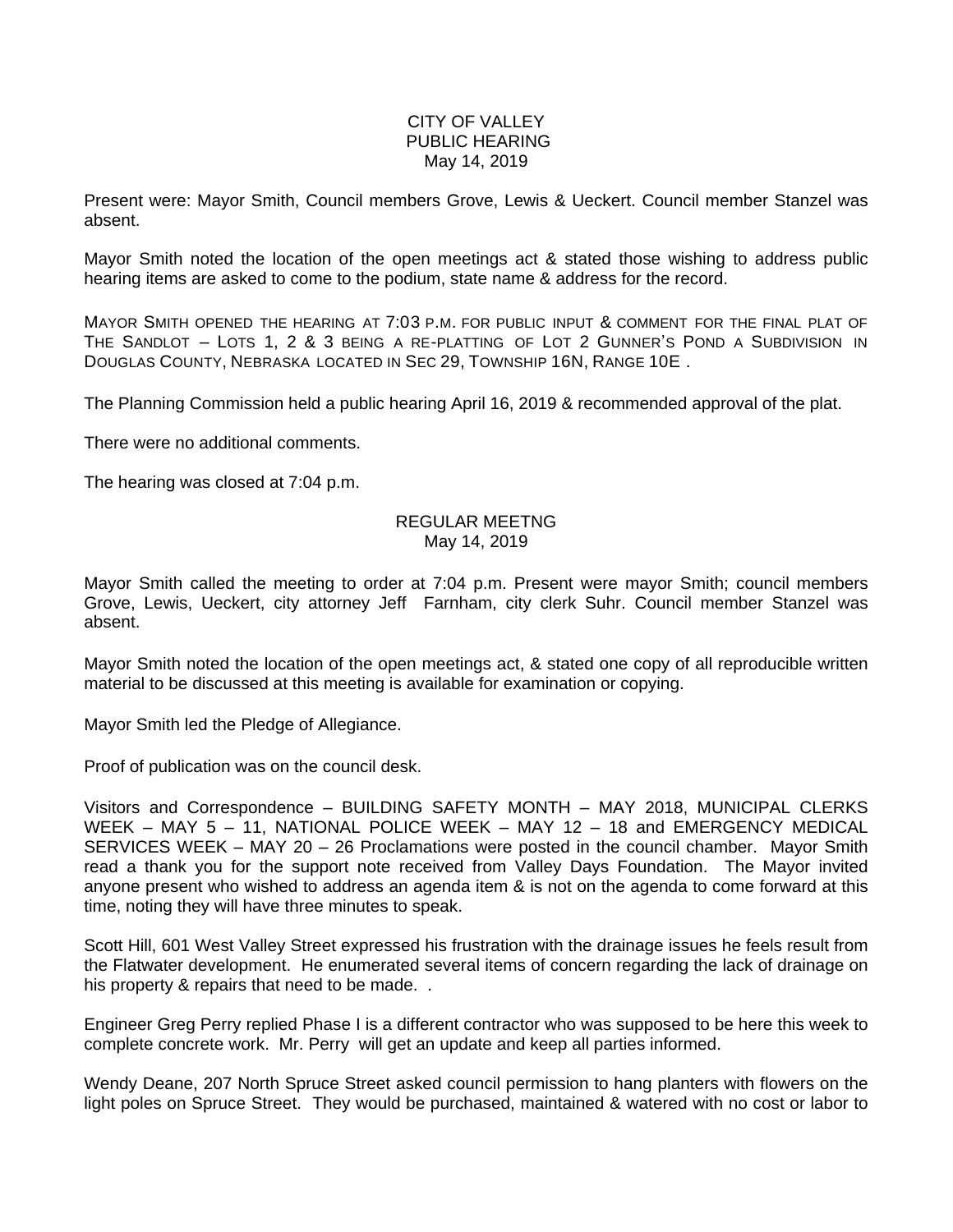CITY OF VALLEY
PUBLIC HEARING
May 14, 2019

Present were: Mayor Smith, Council members Grove, Lewis & Ueckert. Council member Stanzel was absent.

Mayor Smith noted the location of the open meetings act & stated those wishing to address public hearing items are asked to come to the podium, state name & address for the record.

MAYOR SMITH OPENED THE HEARING AT 7:03 P.M. FOR PUBLIC INPUT & COMMENT FOR THE FINAL PLAT OF THE SANDLOT – LOTS 1, 2 & 3 BEING A RE-PLATTING OF LOT 2 GUNNER'S POND A SUBDIVISION IN DOUGLAS COUNTY, NEBRASKA LOCATED IN SEC 29, TOWNSHIP 16N, RANGE 10E .

The Planning Commission held a public hearing April 16, 2019 & recommended approval of the plat.

There were no additional comments.

The hearing was closed at 7:04 p.m.

REGULAR MEETNG
May 14, 2019

Mayor Smith called the meeting to order at 7:04 p.m. Present were mayor Smith; council members Grove, Lewis, Ueckert, city attorney Jeff Farnham, city clerk Suhr. Council member Stanzel was absent.

Mayor Smith noted the location of the open meetings act, & stated one copy of all reproducible written material to be discussed at this meeting is available for examination or copying.

Mayor Smith led the Pledge of Allegiance.

Proof of publication was on the council desk.

Visitors and Correspondence – BUILDING SAFETY MONTH – MAY 2018, MUNICIPAL CLERKS WEEK – MAY 5 – 11, NATIONAL POLICE WEEK – MAY 12 – 18 and EMERGENCY MEDICAL SERVICES WEEK – MAY 20 – 26 Proclamations were posted in the council chamber. Mayor Smith read a thank you for the support note received from Valley Days Foundation. The Mayor invited anyone present who wished to address an agenda item & is not on the agenda to come forward at this time, noting they will have three minutes to speak.

Scott Hill, 601 West Valley Street expressed his frustration with the drainage issues he feels result from the Flatwater development. He enumerated several items of concern regarding the lack of drainage on his property & repairs that need to be made. .

Engineer Greg Perry replied Phase I is a different contractor who was supposed to be here this week to complete concrete work. Mr. Perry will get an update and keep all parties informed.

Wendy Deane, 207 North Spruce Street asked council permission to hang planters with flowers on the light poles on Spruce Street. They would be purchased, maintained & watered with no cost or labor to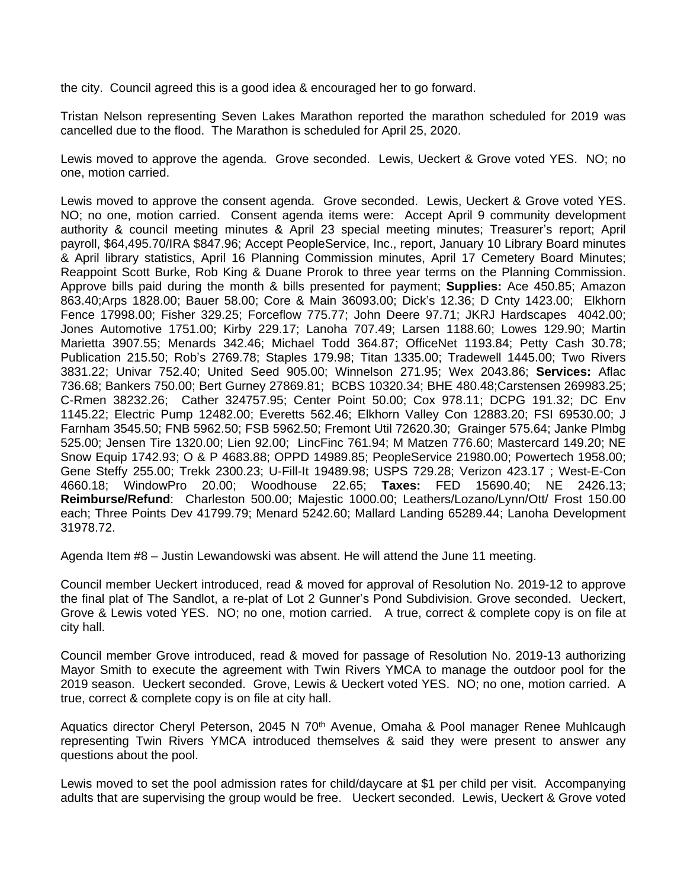the city. Council agreed this is a good idea & encouraged her to go forward.

Tristan Nelson representing Seven Lakes Marathon reported the marathon scheduled for 2019 was cancelled due to the flood. The Marathon is scheduled for April 25, 2020.

Lewis moved to approve the agenda. Grove seconded. Lewis, Ueckert & Grove voted YES. NO; no one, motion carried.

Lewis moved to approve the consent agenda. Grove seconded. Lewis, Ueckert & Grove voted YES. NO; no one, motion carried. Consent agenda items were: Accept April 9 community development authority & council meeting minutes & April 23 special meeting minutes; Treasurer's report; April payroll, $64,495.70/IRA $847.96; Accept PeopleService, Inc., report, January 10 Library Board minutes & April library statistics, April 16 Planning Commission minutes, April 17 Cemetery Board Minutes; Reappoint Scott Burke, Rob King & Duane Prorok to three year terms on the Planning Commission. Approve bills paid during the month & bills presented for payment; **Supplies:** Ace 450.85; Amazon 863.40;Arps 1828.00; Bauer 58.00; Core & Main 36093.00; Dick's 12.36; D Cnty 1423.00; Elkhorn Fence 17998.00; Fisher 329.25; Forceflow 775.77; John Deere 97.71; JKRJ Hardscapes 4042.00; Jones Automotive 1751.00; Kirby 229.17; Lanoha 707.49; Larsen 1188.60; Lowes 129.90; Martin Marietta 3907.55; Menards 342.46; Michael Todd 364.87; OfficeNet 1193.84; Petty Cash 30.78; Publication 215.50; Rob's 2769.78; Staples 179.98; Titan 1335.00; Tradewell 1445.00; Two Rivers 3831.22; Univar 752.40; United Seed 905.00; Winnelson 271.95; Wex 2043.86; **Services:** Aflac 736.68; Bankers 750.00; Bert Gurney 27869.81; BCBS 10320.34; BHE 480.48;Carstensen 269983.25; C-Rmen 38232.26; Cather 324757.95; Center Point 50.00; Cox 978.11; DCPG 191.32; DC Env 1145.22; Electric Pump 12482.00; Everetts 562.46; Elkhorn Valley Con 12883.20; FSI 69530.00; J Farnham 3545.50; FNB 5962.50; FSB 5962.50; Fremont Util 72620.30; Grainger 575.64; Janke Plmbg 525.00; Jensen Tire 1320.00; Lien 92.00; LincFinc 761.94; M Matzen 776.60; Mastercard 149.20; NE Snow Equip 1742.93; O & P 4683.88; OPPD 14989.85; PeopleService 21980.00; Powertech 1958.00; Gene Steffy 255.00; Trekk 2300.23; U-Fill-It 19489.98; USPS 729.28; Verizon 423.17 ; West-E-Con 4660.18; WindowPro 20.00; Woodhouse 22.65; **Taxes:** FED 15690.40; NE 2426.13; **Reimburse/Refund**: Charleston 500.00; Majestic 1000.00; Leathers/Lozano/Lynn/Ott/ Frost 150.00 each; Three Points Dev 41799.79; Menard 5242.60; Mallard Landing 65289.44; Lanoha Development 31978.72.

Agenda Item #8 – Justin Lewandowski was absent. He will attend the June 11 meeting.

Council member Ueckert introduced, read & moved for approval of Resolution No. 2019-12 to approve the final plat of The Sandlot, a re-plat of Lot 2 Gunner's Pond Subdivision. Grove seconded. Ueckert, Grove & Lewis voted YES. NO; no one, motion carried. A true, correct & complete copy is on file at city hall.

Council member Grove introduced, read & moved for passage of Resolution No. 2019-13 authorizing Mayor Smith to execute the agreement with Twin Rivers YMCA to manage the outdoor pool for the 2019 season. Ueckert seconded. Grove, Lewis & Ueckert voted YES. NO; no one, motion carried. A true, correct & complete copy is on file at city hall.

Aquatics director Cheryl Peterson, 2045 N 70th Avenue, Omaha & Pool manager Renee Muhlcaugh representing Twin Rivers YMCA introduced themselves & said they were present to answer any questions about the pool.

Lewis moved to set the pool admission rates for child/daycare at $1 per child per visit. Accompanying adults that are supervising the group would be free. Ueckert seconded. Lewis, Ueckert & Grove voted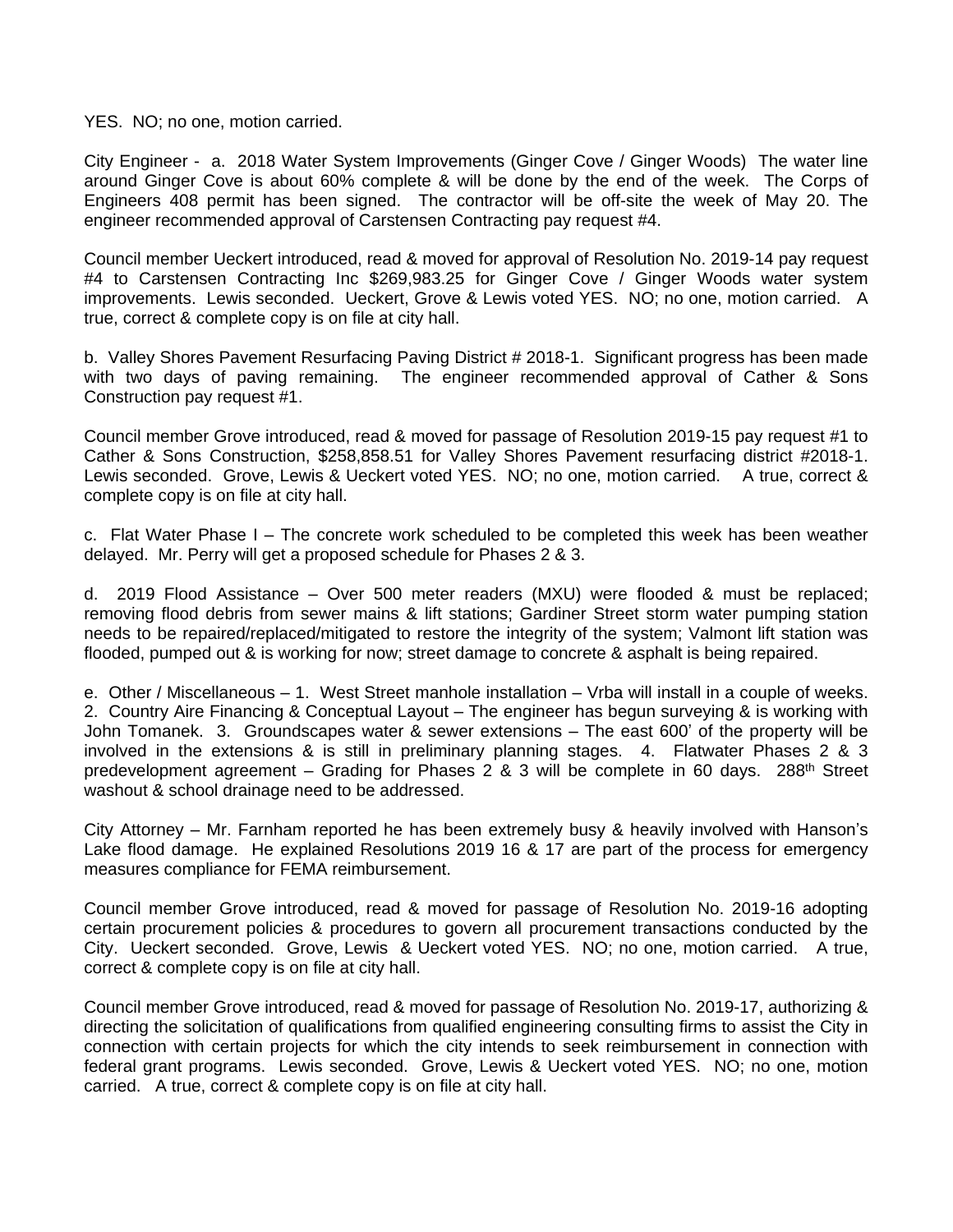YES. NO; no one, motion carried.

City Engineer - a. 2018 Water System Improvements (Ginger Cove / Ginger Woods) The water line around Ginger Cove is about 60% complete & will be done by the end of the week. The Corps of Engineers 408 permit has been signed. The contractor will be off-site the week of May 20. The engineer recommended approval of Carstensen Contracting pay request #4.

Council member Ueckert introduced, read & moved for approval of Resolution No. 2019-14 pay request #4 to Carstensen Contracting Inc $269,983.25 for Ginger Cove / Ginger Woods water system improvements. Lewis seconded. Ueckert, Grove & Lewis voted YES. NO; no one, motion carried. A true, correct & complete copy is on file at city hall.

b. Valley Shores Pavement Resurfacing Paving District # 2018-1. Significant progress has been made with two days of paving remaining. The engineer recommended approval of Cather & Sons Construction pay request #1.

Council member Grove introduced, read & moved for passage of Resolution 2019-15 pay request #1 to Cather & Sons Construction, $258,858.51 for Valley Shores Pavement resurfacing district #2018-1. Lewis seconded. Grove, Lewis & Ueckert voted YES. NO; no one, motion carried. A true, correct & complete copy is on file at city hall.

c. Flat Water Phase I – The concrete work scheduled to be completed this week has been weather delayed. Mr. Perry will get a proposed schedule for Phases 2 & 3.

d. 2019 Flood Assistance – Over 500 meter readers (MXU) were flooded & must be replaced; removing flood debris from sewer mains & lift stations; Gardiner Street storm water pumping station needs to be repaired/replaced/mitigated to restore the integrity of the system; Valmont lift station was flooded, pumped out & is working for now; street damage to concrete & asphalt is being repaired.

e. Other / Miscellaneous – 1. West Street manhole installation – Vrba will install in a couple of weeks. 2. Country Aire Financing & Conceptual Layout – The engineer has begun surveying & is working with John Tomanek. 3. Groundscapes water & sewer extensions – The east 600' of the property will be involved in the extensions & is still in preliminary planning stages. 4. Flatwater Phases 2 & 3 predevelopment agreement – Grading for Phases 2 & 3 will be complete in 60 days. 288th Street washout & school drainage need to be addressed.

City Attorney – Mr. Farnham reported he has been extremely busy & heavily involved with Hanson's Lake flood damage. He explained Resolutions 2019 16 & 17 are part of the process for emergency measures compliance for FEMA reimbursement.

Council member Grove introduced, read & moved for passage of Resolution No. 2019-16 adopting certain procurement policies & procedures to govern all procurement transactions conducted by the City. Ueckert seconded. Grove, Lewis & Ueckert voted YES. NO; no one, motion carried. A true, correct & complete copy is on file at city hall.

Council member Grove introduced, read & moved for passage of Resolution No. 2019-17, authorizing & directing the solicitation of qualifications from qualified engineering consulting firms to assist the City in connection with certain projects for which the city intends to seek reimbursement in connection with federal grant programs. Lewis seconded. Grove, Lewis & Ueckert voted YES. NO; no one, motion carried. A true, correct & complete copy is on file at city hall.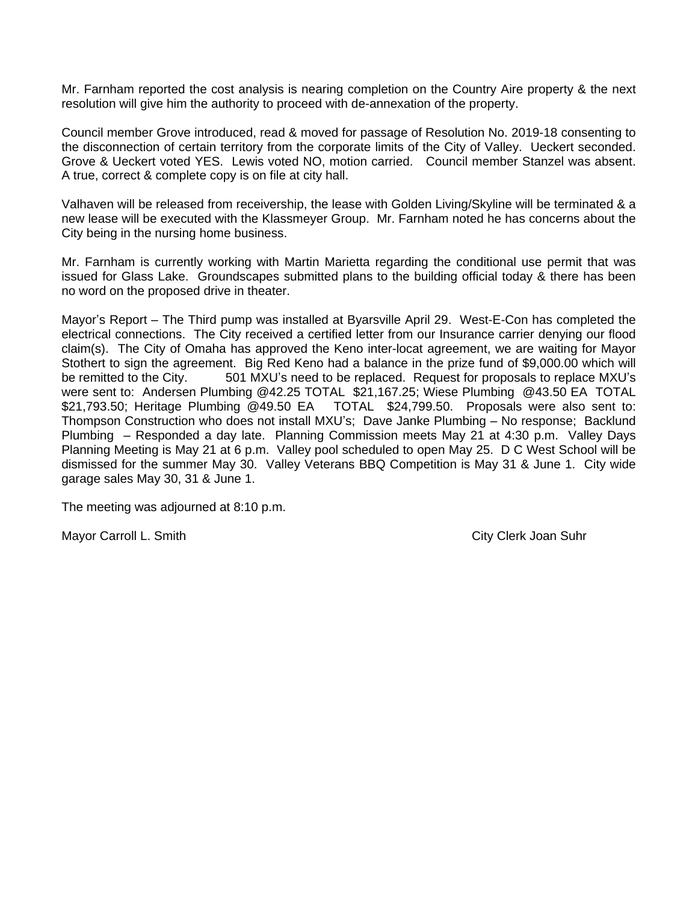Mr. Farnham reported the cost analysis is nearing completion on the Country Aire property & the next resolution will give him the authority to proceed with de-annexation of the property.

Council member Grove introduced, read & moved for passage of Resolution No. 2019-18 consenting to the disconnection of certain territory from the corporate limits of the City of Valley. Ueckert seconded. Grove & Ueckert voted YES. Lewis voted NO, motion carried. Council member Stanzel was absent. A true, correct & complete copy is on file at city hall.

Valhaven will be released from receivership, the lease with Golden Living/Skyline will be terminated & a new lease will be executed with the Klassmeyer Group. Mr. Farnham noted he has concerns about the City being in the nursing home business.

Mr. Farnham is currently working with Martin Marietta regarding the conditional use permit that was issued for Glass Lake. Groundscapes submitted plans to the building official today & there has been no word on the proposed drive in theater.

Mayor's Report – The Third pump was installed at Byarsville April 29. West-E-Con has completed the electrical connections. The City received a certified letter from our Insurance carrier denying our flood claim(s). The City of Omaha has approved the Keno inter-locat agreement, we are waiting for Mayor Stothert to sign the agreement. Big Red Keno had a balance in the prize fund of $9,000.00 which will be remitted to the City. 501 MXU's need to be replaced. Request for proposals to replace MXU's were sent to: Andersen Plumbing @42.25 TOTAL $21,167.25; Wiese Plumbing @43.50 EA TOTAL $21,793.50; Heritage Plumbing @49.50 EA TOTAL $24,799.50. Proposals were also sent to: Thompson Construction who does not install MXU's; Dave Janke Plumbing – No response; Backlund Plumbing – Responded a day late. Planning Commission meets May 21 at 4:30 p.m. Valley Days Planning Meeting is May 21 at 6 p.m. Valley pool scheduled to open May 25. D C West School will be dismissed for the summer May 30. Valley Veterans BBQ Competition is May 31 & June 1. City wide garage sales May 30, 31 & June 1.

The meeting was adjourned at 8:10 p.m.

Mayor Carroll L. Smith City Clerk Joan Suhr